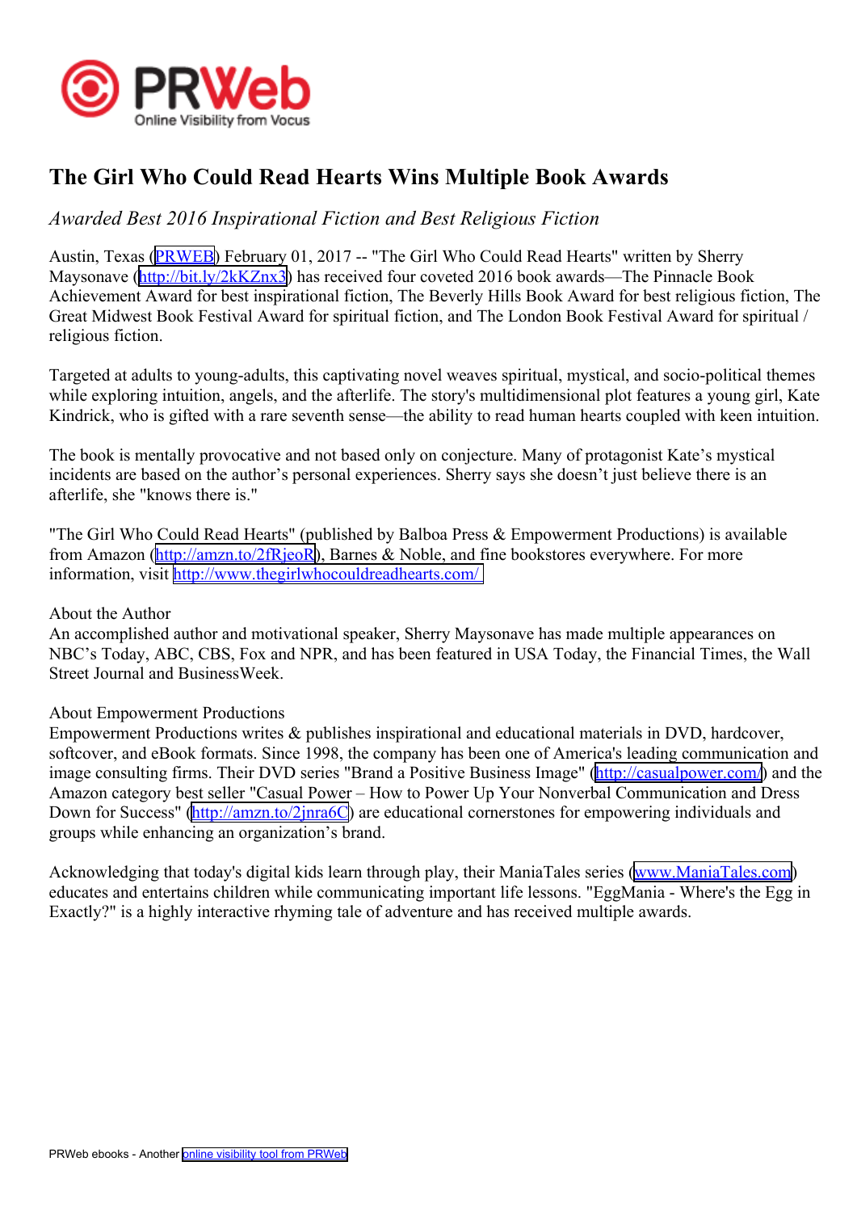# The Girl Who Could Read Hearts Wins Multiple Book Awards

*Awarded Best 2016 Inspirational Fiction and Best Religious Fiction*

Austin, Texas (PRWEB) February 01, 2017 -- "The Girl Who Could Read Hearts" written by Sherry Maysonave (http://bit.ly/2kKZnx3) has received four coveted 2016 book awards—The Pinnacle Book Achievement Award for best inspirational fiction, The Beverly Hills Book Award for best religious fiction, The Great Midwest Book Festival Award for spiritual fiction, and The London Book Festival Award for spiritual / religious fiction.

Targeted at adults to young-adults, this captivating novel weaves spiritual, mystical, and socio-political themes while exploring intuition, angels, and the afterlife. The story's multidimensional plot features a young girl, Kate Kindrick, who is gifted with a rare seventh sense—the ability to read human hearts coupled with keen intuition.

The book is mentally provocative and not based only on conjecture. Many of protagonist Kate's mystical incidents are based on the author's personal experiences. Sherry says she doesn't just believe there is an afterlife, she "knows there is."

"The Girl Who Could Read Hearts" (published by Balboa Press & Empowerment Productions) is available from Amazon (http://amzn.to/2fRjeoR), Barnes & Noble, and fine bookstores everywhere. For more information, visit http://www.thegirlwhocouldreadhearts.com/

About the Author
An accomplished author and motivational speaker, Sherry Maysonave has made multiple appearances on NBC's Today, ABC, CBS, Fox and NPR, and has been featured in USA Today, the Financial Times, the Wall Street Journal and BusinessWeek.

About Empowerment Productions
Empowerment Productions writes & publishes inspirational and educational materials in DVD, hardcover, softcover, and eBook formats. Since 1998, the company has been one of America's leading communication and image consulting firms. Their DVD series "Brand a Positive Business Image" (http://casualpower.com/) and the Amazon category best seller "Casual Power – How to Power Up Your Nonverbal Communication and Dress Down for Success" (http://amzn.to/2jnra6C) are educational cornerstones for empowering individuals and groups while enhancing an organization's brand.

Acknowledging that today's digital kids learn through play, their ManiaTales series (www.ManiaTales.com) educates and entertains children while communicating important life lessons. "EggMania - Where's the Egg in Exactly?" is a highly interactive rhyming tale of adventure and has received multiple awards.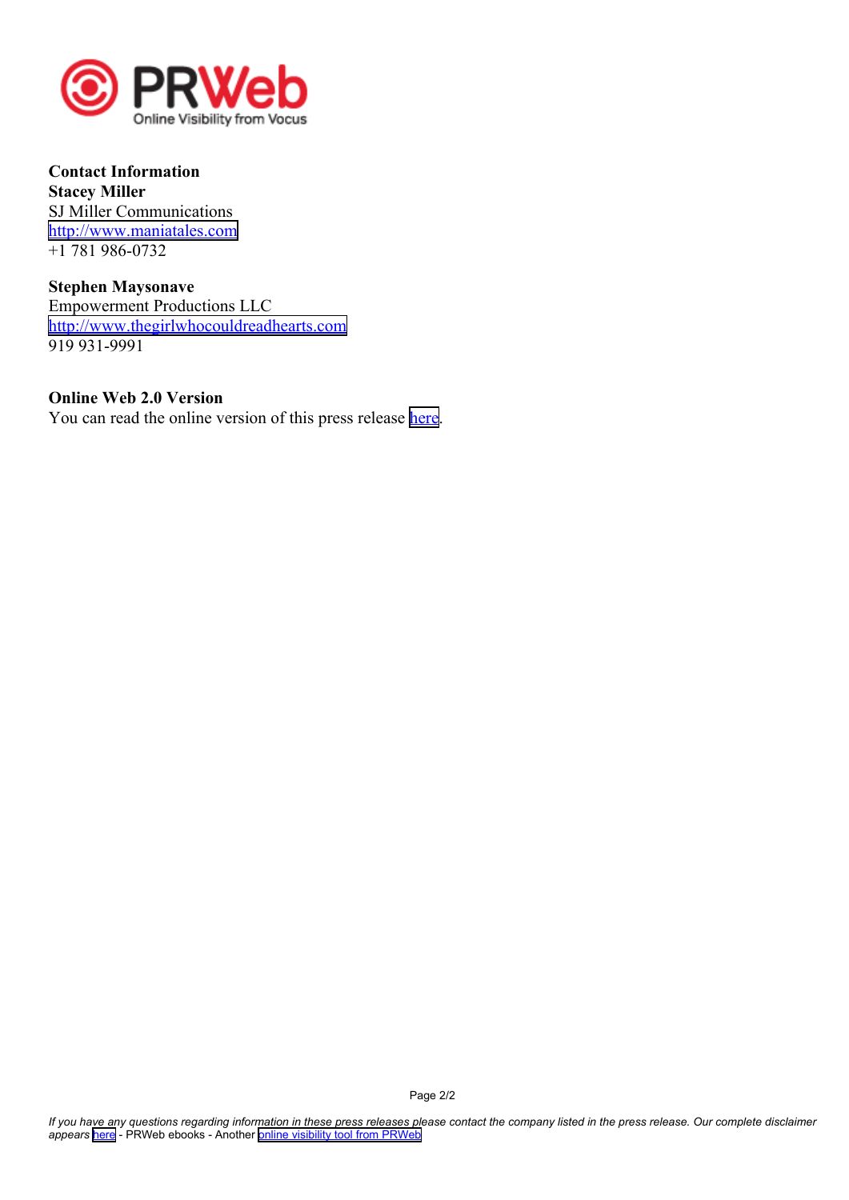**Contact Information**
**Stacey Miller**
SJ Miller Communications
http://www.maniatales.com
+1 781 986-0732

**Stephen Maysonave**
Empowerment Productions LLC
http://www.thegirlwhocouldreadhearts.com
919 931-9991

**Online Web 2.0 Version**
You can read the online version of this press release here.

*If you have any questions regarding information in these press releases please contact the company listed in the press release. Our complete disclaimer appears here* - PRWeb ebooks - Another online visibility tool from PRWeb